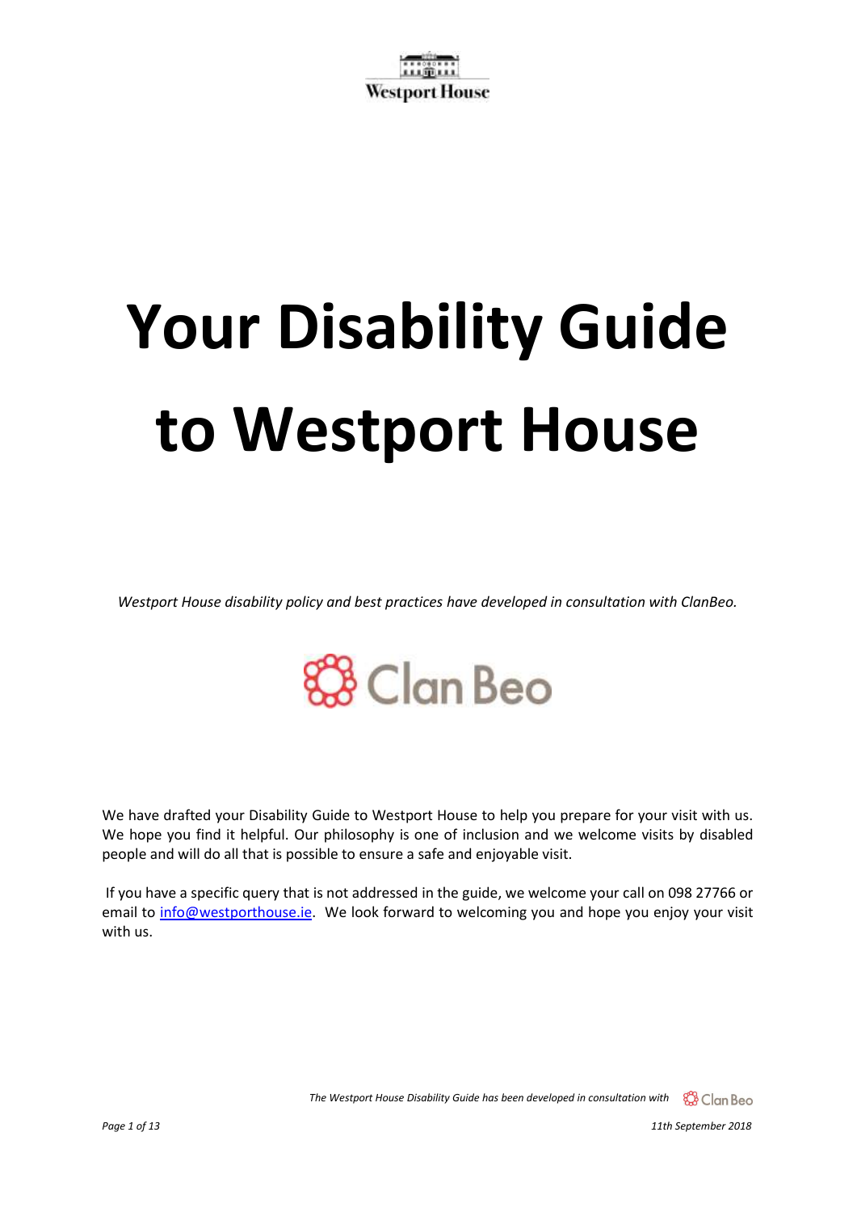# Your Disability Guide to Westport House

*Westport House disability policy and best practices have developed in consultation with ClanBeo.*

We have drafted your Disability Guide to Westport House to help you prepare for your visit with us. We hope you find it helpful. Our philosophy is one of inclusion and we welcome visits by disabled people and will do all that is possible to ensure a safe and enjoyable visit.

If you have a specific query that is not addressed in the guide, we welcome your call on 098 27766 or email to info@westporthouse.ie. We look forward to welcoming you and hope you enjoy your visit with us.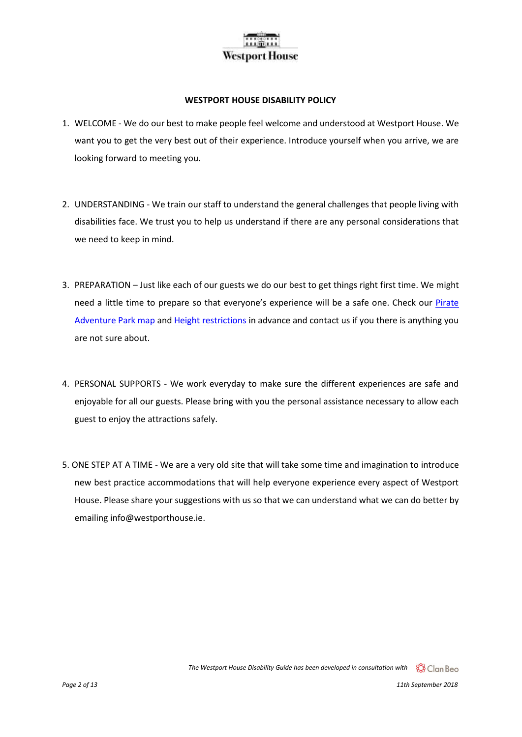# WESTPORT HOUSE DISABILITY POLICY

1. WELCOME - We do our best to make people feel welcome and understood at Westport House. We want you to get the very best out of their experience. Introduce yourself when you arrive, we are looking forward to meeting you.

2. UNDERSTANDING - We train our staff to understand the general challenges that people living with disabilities face. We trust you to help us understand if there are any personal considerations that we need to keep in mind.

3. PREPARATION – Just like each of our guests we do our best to get things right first time. We might need a little time to prepare so that everyone's experience will be a safe one. Check our Pirate Adventure Park map and Height restrictions in advance and contact us if you there is anything you are not sure about.

4. PERSONAL SUPPORTS - We work everyday to make sure the different experiences are safe and enjoyable for all our guests. Please bring with you the personal assistance necessary to allow each guest to enjoy the attractions safely.

5. ONE STEP AT A TIME - We are a very old site that will take some time and imagination to introduce new best practice accommodations that will help everyone experience every aspect of Westport House. Please share your suggestions with us so that we can understand what we can do better by emailing info@westporthouse.ie.

*The Westport House Disability Guide has been developed in consultation with* Clan Beo

*11th September 2018*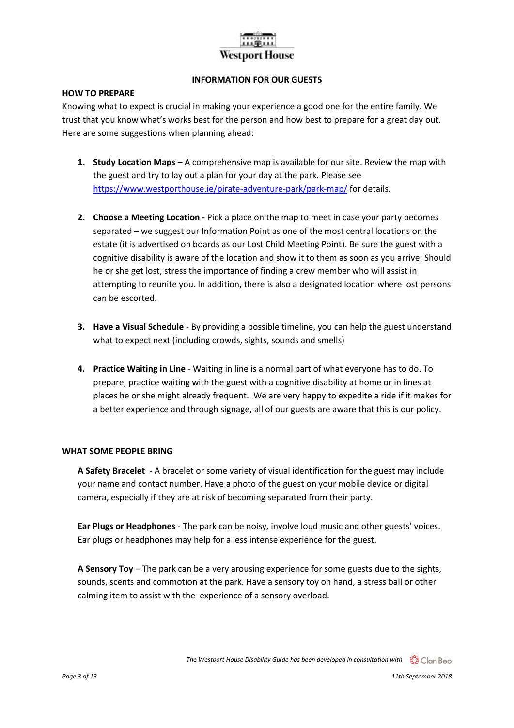**INFORMATION FOR OUR GUESTS**

**HOW TO PREPARE**

Knowing what to expect is crucial in making your experience a good one for the entire family. We trust that you know what's works best for the person and how best to prepare for a great day out. Here are some suggestions when planning ahead:

1. **Study Location Maps** – A comprehensive map is available for our site. Review the map with the guest and try to lay out a plan for your day at the park. Please see https://www.westporthouse.ie/pirate-adventure-park/park-map/ for details.

2. **Choose a Meeting Location -** Pick a place on the map to meet in case your party becomes separated – we suggest our Information Point as one of the most central locations on the estate (it is advertised on boards as our Lost Child Meeting Point). Be sure the guest with a cognitive disability is aware of the location and show it to them as soon as you arrive. Should he or she get lost, stress the importance of finding a crew member who will assist in attempting to reunite you. In addition, there is also a designated location where lost persons can be escorted.

3. **Have a Visual Schedule** - By providing a possible timeline, you can help the guest understand what to expect next (including crowds, sights, sounds and smells)

4. **Practice Waiting in Line** - Waiting in line is a normal part of what everyone has to do. To prepare, practice waiting with the guest with a cognitive disability at home or in lines at places he or she might already frequent. We are very happy to expedite a ride if it makes for a better experience and through signage, all of our guests are aware that this is our policy.

**WHAT SOME PEOPLE BRING**

**A Safety Bracelet** - A bracelet or some variety of visual identification for the guest may include your name and contact number. Have a photo of the guest on your mobile device or digital camera, especially if they are at risk of becoming separated from their party.

**Ear Plugs or Headphones** - The park can be noisy, involve loud music and other guests' voices. Ear plugs or headphones may help for a less intense experience for the guest.

**A Sensory Toy** – The park can be a very arousing experience for some guests due to the sights, sounds, scents and commotion at the park. Have a sensory toy on hand, a stress ball or other calming item to assist with the experience of a sensory overload.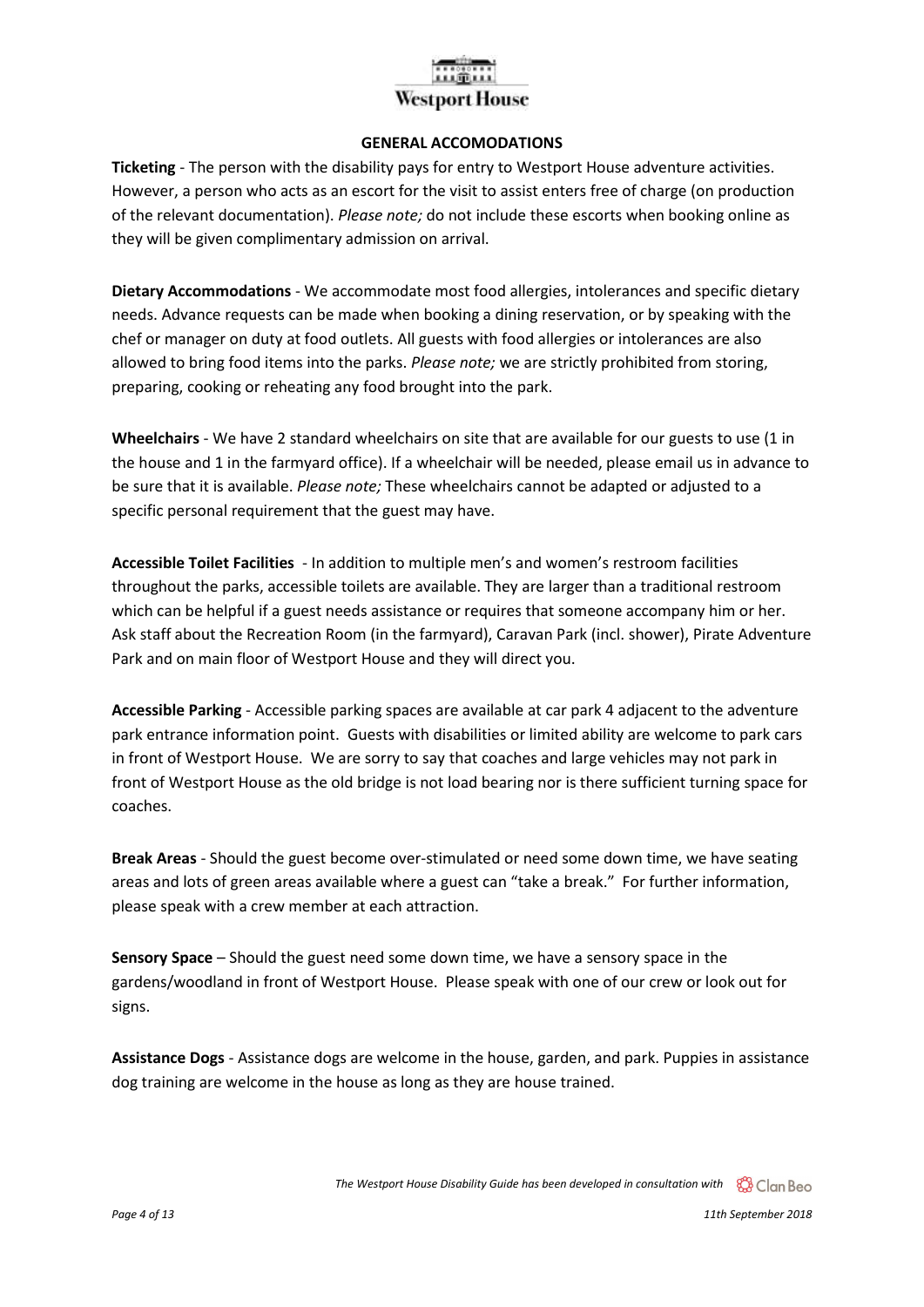## GENERAL ACCOMODATIONS

**Ticketing** - The person with the disability pays for entry to Westport House adventure activities. However, a person who acts as an escort for the visit to assist enters free of charge (on production of the relevant documentation). *Please note;* do not include these escorts when booking online as they will be given complimentary admission on arrival.

**Dietary Accommodations** - We accommodate most food allergies, intolerances and specific dietary needs. Advance requests can be made when booking a dining reservation, or by speaking with the chef or manager on duty at food outlets. All guests with food allergies or intolerances are also allowed to bring food items into the parks. *Please note;* we are strictly prohibited from storing, preparing, cooking or reheating any food brought into the park.

**Wheelchairs** - We have 2 standard wheelchairs on site that are available for our guests to use (1 in the house and 1 in the farmyard office). If a wheelchair will be needed, please email us in advance to be sure that it is available. *Please note;* These wheelchairs cannot be adapted or adjusted to a specific personal requirement that the guest may have.

**Accessible Toilet Facilities** - In addition to multiple men's and women's restroom facilities throughout the parks, accessible toilets are available. They are larger than a traditional restroom which can be helpful if a guest needs assistance or requires that someone accompany him or her. Ask staff about the Recreation Room (in the farmyard), Caravan Park (incl. shower), Pirate Adventure Park and on main floor of Westport House and they will direct you.

**Accessible Parking** - Accessible parking spaces are available at car park 4 adjacent to the adventure park entrance information point. Guests with disabilities or limited ability are welcome to park cars in front of Westport House. We are sorry to say that coaches and large vehicles may not park in front of Westport House as the old bridge is not load bearing nor is there sufficient turning space for coaches.

**Break Areas** - Should the guest become over-stimulated or need some down time, we have seating areas and lots of green areas available where a guest can "take a break." For further information, please speak with a crew member at each attraction.

**Sensory Space** – Should the guest need some down time, we have a sensory space in the gardens/woodland in front of Westport House. Please speak with one of our crew or look out for signs.

**Assistance Dogs** - Assistance dogs are welcome in the house, garden, and park. Puppies in assistance dog training are welcome in the house as long as they are house trained.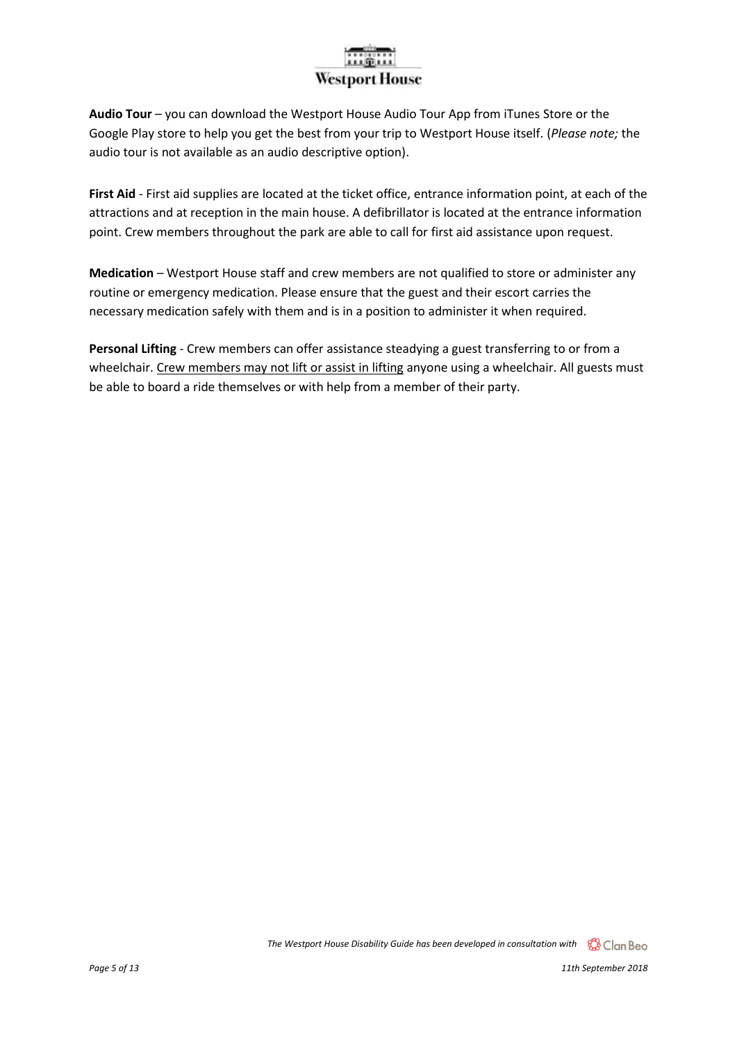**Audio Tour** – you can download the Westport House Audio Tour App from iTunes Store or the Google Play store to help you get the best from your trip to Westport House itself. (*Please note;* the audio tour is not available as an audio descriptive option).

**First Aid** - First aid supplies are located at the ticket office, entrance information point, at each of the attractions and at reception in the main house. A defibrillator is located at the entrance information point. Crew members throughout the park are able to call for first aid assistance upon request.

**Medication** – Westport House staff and crew members are not qualified to store or administer any routine or emergency medication. Please ensure that the guest and their escort carries the necessary medication safely with them and is in a position to administer it when required.

**Personal Lifting** - Crew members can offer assistance steadying a guest transferring to or from a wheelchair. Crew members may not lift or assist in lifting anyone using a wheelchair. All guests must be able to board a ride themselves or with help from a member of their party.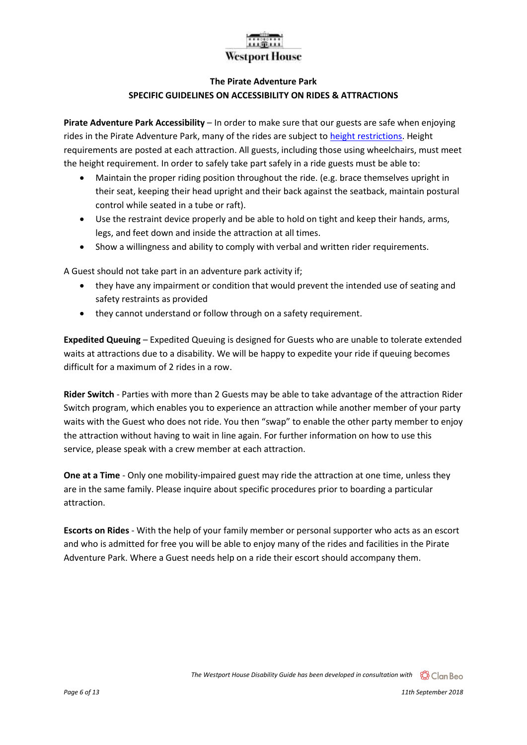## The Pirate Adventure Park

## SPECIFIC GUIDELINES ON ACCESSIBILITY ON RIDES & ATTRACTIONS

**Pirate Adventure Park Accessibility** – In order to make sure that our guests are safe when enjoying rides in the Pirate Adventure Park, many of the rides are subject to height restrictions. Height requirements are posted at each attraction. All guests, including those using wheelchairs, must meet the height requirement. In order to safely take part safely in a ride guests must be able to:

- Maintain the proper riding position throughout the ride. (e.g. brace themselves upright in their seat, keeping their head upright and their back against the seatback, maintain postural control while seated in a tube or raft).
- Use the restraint device properly and be able to hold on tight and keep their hands, arms, legs, and feet down and inside the attraction at all times.
- Show a willingness and ability to comply with verbal and written rider requirements.

A Guest should not take part in an adventure park activity if;

- they have any impairment or condition that would prevent the intended use of seating and safety restraints as provided
- they cannot understand or follow through on a safety requirement.

**Expedited Queuing** – Expedited Queuing is designed for Guests who are unable to tolerate extended waits at attractions due to a disability. We will be happy to expedite your ride if queuing becomes difficult for a maximum of 2 rides in a row.

**Rider Switch** - Parties with more than 2 Guests may be able to take advantage of the attraction Rider Switch program, which enables you to experience an attraction while another member of your party waits with the Guest who does not ride. You then "swap" to enable the other party member to enjoy the attraction without having to wait in line again. For further information on how to use this service, please speak with a crew member at each attraction.

**One at a Time** - Only one mobility-impaired guest may ride the attraction at one time, unless they are in the same family. Please inquire about specific procedures prior to boarding a particular attraction.

**Escorts on Rides** - With the help of your family member or personal supporter who acts as an escort and who is admitted for free you will be able to enjoy many of the rides and facilities in the Pirate Adventure Park. Where a Guest needs help on a ride their escort should accompany them.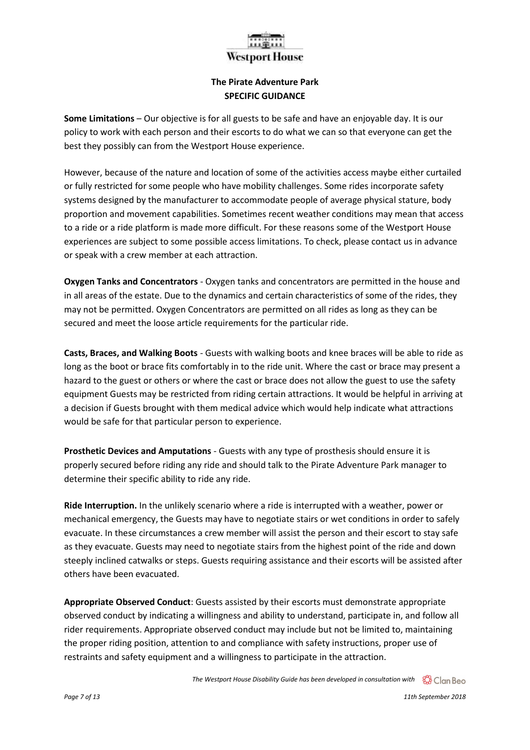## The Pirate Adventure Park
## SPECIFIC GUIDANCE

**Some Limitations** – Our objective is for all guests to be safe and have an enjoyable day. It is our policy to work with each person and their escorts to do what we can so that everyone can get the best they possibly can from the Westport House experience.

However, because of the nature and location of some of the activities access maybe either curtailed or fully restricted for some people who have mobility challenges. Some rides incorporate safety systems designed by the manufacturer to accommodate people of average physical stature, body proportion and movement capabilities. Sometimes recent weather conditions may mean that access to a ride or a ride platform is made more difficult. For these reasons some of the Westport House experiences are subject to some possible access limitations. To check, please contact us in advance or speak with a crew member at each attraction.

**Oxygen Tanks and Concentrators** - Oxygen tanks and concentrators are permitted in the house and in all areas of the estate. Due to the dynamics and certain characteristics of some of the rides, they may not be permitted. Oxygen Concentrators are permitted on all rides as long as they can be secured and meet the loose article requirements for the particular ride.

**Casts, Braces, and Walking Boots** - Guests with walking boots and knee braces will be able to ride as long as the boot or brace fits comfortably in to the ride unit. Where the cast or brace may present a hazard to the guest or others or where the cast or brace does not allow the guest to use the safety equipment Guests may be restricted from riding certain attractions. It would be helpful in arriving at a decision if Guests brought with them medical advice which would help indicate what attractions would be safe for that particular person to experience.

**Prosthetic Devices and Amputations** - Guests with any type of prosthesis should ensure it is properly secured before riding any ride and should talk to the Pirate Adventure Park manager to determine their specific ability to ride any ride.

**Ride Interruption.** In the unlikely scenario where a ride is interrupted with a weather, power or mechanical emergency, the Guests may have to negotiate stairs or wet conditions in order to safely evacuate. In these circumstances a crew member will assist the person and their escort to stay safe as they evacuate. Guests may need to negotiate stairs from the highest point of the ride and down steeply inclined catwalks or steps. Guests requiring assistance and their escorts will be assisted after others have been evacuated.

**Appropriate Observed Conduct**: Guests assisted by their escorts must demonstrate appropriate observed conduct by indicating a willingness and ability to understand, participate in, and follow all rider requirements. Appropriate observed conduct may include but not be limited to, maintaining the proper riding position, attention to and compliance with safety instructions, proper use of restraints and safety equipment and a willingness to participate in the attraction.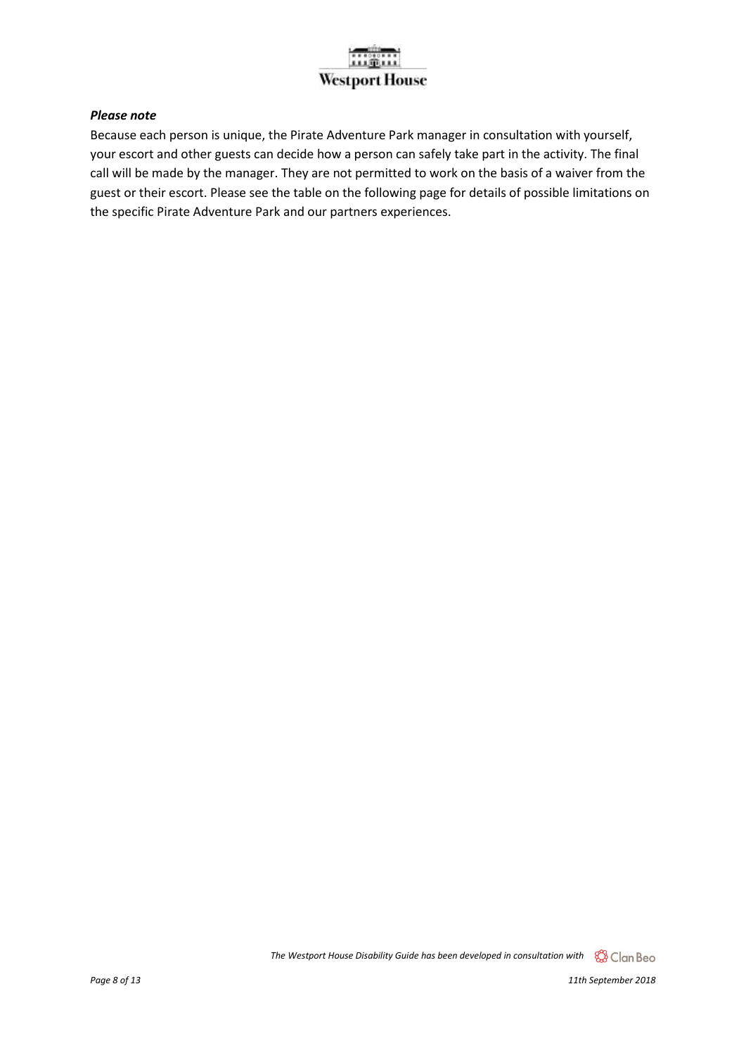***Please note***

Because each person is unique, the Pirate Adventure Park manager in consultation with yourself, your escort and other guests can decide how a person can safely take part in the activity. The final call will be made by the manager. They are not permitted to work on the basis of a waiver from the guest or their escort. Please see the table on the following page for details of possible limitations on the specific Pirate Adventure Park and our partners experiences.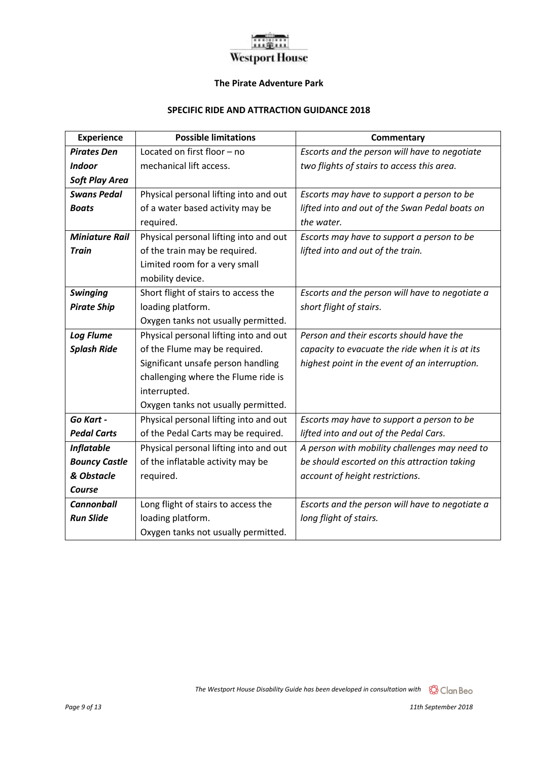Westport House

**The Pirate Adventure Park**

**SPECIFIC RIDE AND ATTRACTION GUIDANCE 2018**

| Experience | Possible limitations | Commentary |
|---|---|---|
| ***Pirates Den Indoor Soft Play Area*** | Located on first floor – no mechanical lift access. | *Escorts and the person will have to negotiate two flights of stairs to access this area.* |
| ***Swans Pedal Boats*** | Physical personal lifting into and out of a water based activity may be required. | *Escorts may have to support a person to be lifted into and out of the Swan Pedal boats on the water.* |
| ***Miniature Rail Train*** | Physical personal lifting into and out of the train may be required. Limited room for a very small mobility device. | *Escorts may have to support a person to be lifted into and out of the train.* |
| ***Swinging Pirate Ship*** | Short flight of stairs to access the loading platform. Oxygen tanks not usually permitted. | *Escorts and the person will have to negotiate a short flight of stairs.* |
| ***Log Flume Splash Ride*** | Physical personal lifting into and out of the Flume may be required. Significant unsafe person handling challenging where the Flume ride is interrupted. Oxygen tanks not usually permitted. | *Person and their escorts should have the capacity to evacuate the ride when it is at its highest point in the event of an interruption.* |
| ***Go Kart - Pedal Carts*** | Physical personal lifting into and out of the Pedal Carts may be required. | *Escorts may have to support a person to be lifted into and out of the Pedal Cars.* |
| ***Inflatable Bouncy Castle & Obstacle Course*** | Physical personal lifting into and out of the inflatable activity may be required. | *A person with mobility challenges may need to be should escorted on this attraction taking account of height restrictions.* |
| ***Cannonball Run Slide*** | Long flight of stairs to access the loading platform. Oxygen tanks not usually permitted. | *Escorts and the person will have to negotiate a long flight of stairs.* |

*The Westport House Disability Guide has been developed in consultation with* Clan Beo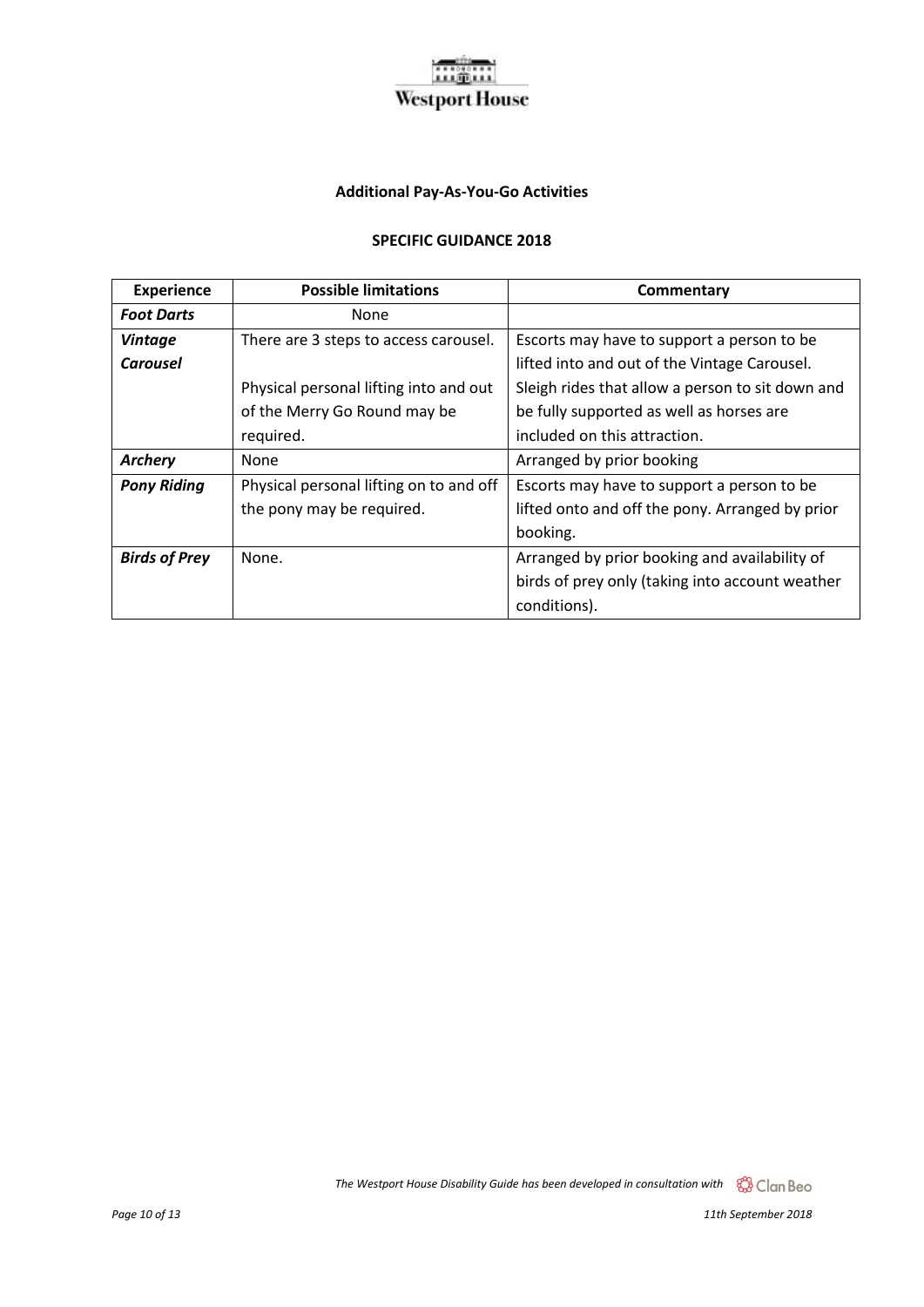**Additional Pay-As-You-Go Activities**

**SPECIFIC GUIDANCE 2018**

| Experience | Possible limitations | Commentary |
|---|---|---|
| ***Foot Darts*** | None | |
| ***Vintage Carousel*** | There are 3 steps to access carousel.<br><br>Physical personal lifting into and out of the Merry Go Round may be required. | Escorts may have to support a person to be lifted into and out of the Vintage Carousel. Sleigh rides that allow a person to sit down and be fully supported as well as horses are included on this attraction. |
| ***Archery*** | None | Arranged by prior booking |
| ***Pony Riding*** | Physical personal lifting on to and off the pony may be required. | Escorts may have to support a person to be lifted onto and off the pony. Arranged by prior booking. |
| ***Birds of Prey*** | None. | Arranged by prior booking and availability of birds of prey only (taking into account weather conditions). |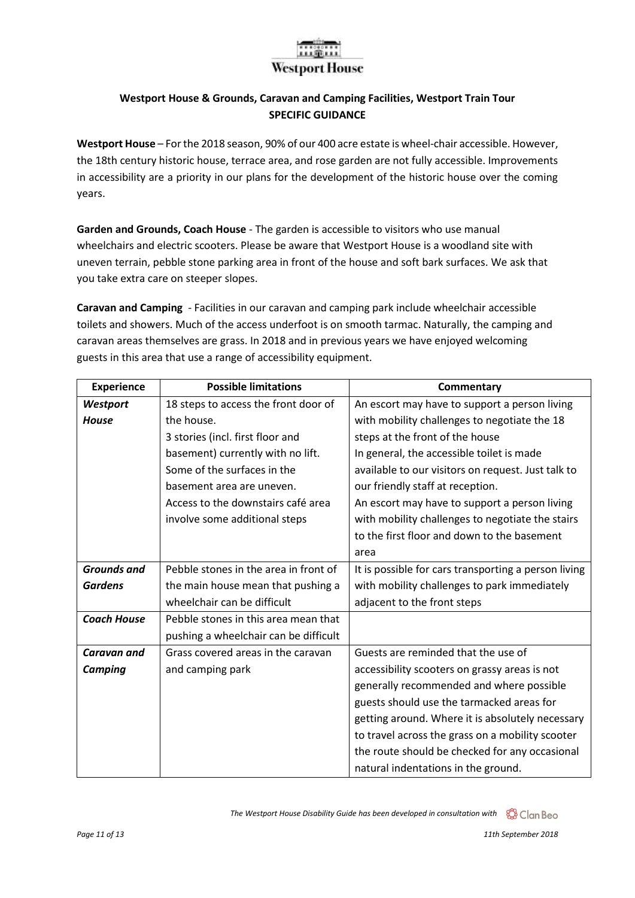## Westport House & Grounds, Caravan and Camping Facilities, Westport Train Tour
## SPECIFIC GUIDANCE

**Westport House** – For the 2018 season, 90% of our 400 acre estate is wheel-chair accessible. However, the 18th century historic house, terrace area, and rose garden are not fully accessible. Improvements in accessibility are a priority in our plans for the development of the historic house over the coming years.

**Garden and Grounds, Coach House** - The garden is accessible to visitors who use manual wheelchairs and electric scooters. Please be aware that Westport House is a woodland site with uneven terrain, pebble stone parking area in front of the house and soft bark surfaces. We ask that you take extra care on steeper slopes.

**Caravan and Camping** - Facilities in our caravan and camping park include wheelchair accessible toilets and showers. Much of the access underfoot is on smooth tarmac. Naturally, the camping and caravan areas themselves are grass. In 2018 and in previous years we have enjoyed welcoming guests in this area that use a range of accessibility equipment.

| Experience | Possible limitations | Commentary |
|---|---|---|
| ***Westport House*** | 18 steps to access the front door of the house.<br>3 stories (incl. first floor and basement) currently with no lift.<br>Some of the surfaces in the basement area are uneven.<br>Access to the downstairs café area involve some additional steps | An escort may have to support a person living with mobility challenges to negotiate the 18 steps at the front of the house<br>In general, the accessible toilet is made available to our visitors on request. Just talk to our friendly staff at reception.<br>An escort may have to support a person living with mobility challenges to negotiate the stairs to the first floor and down to the basement area |
| ***Grounds and Gardens*** | Pebble stones in the area in front of the main house mean that pushing a wheelchair can be difficult | It is possible for cars transporting a person living with mobility challenges to park immediately adjacent to the front steps |
| ***Coach House*** | Pebble stones in this area mean that pushing a wheelchair can be difficult | |
| ***Caravan and Camping*** | Grass covered areas in the caravan and camping park | Guests are reminded that the use of accessibility scooters on grassy areas is not generally recommended and where possible guests should use the tarmacked areas for getting around. Where it is absolutely necessary to travel across the grass on a mobility scooter the route should be checked for any occasional natural indentations in the ground. |

*The Westport House Disability Guide has been developed in consultation with* Clan Beo

*11th September 2018*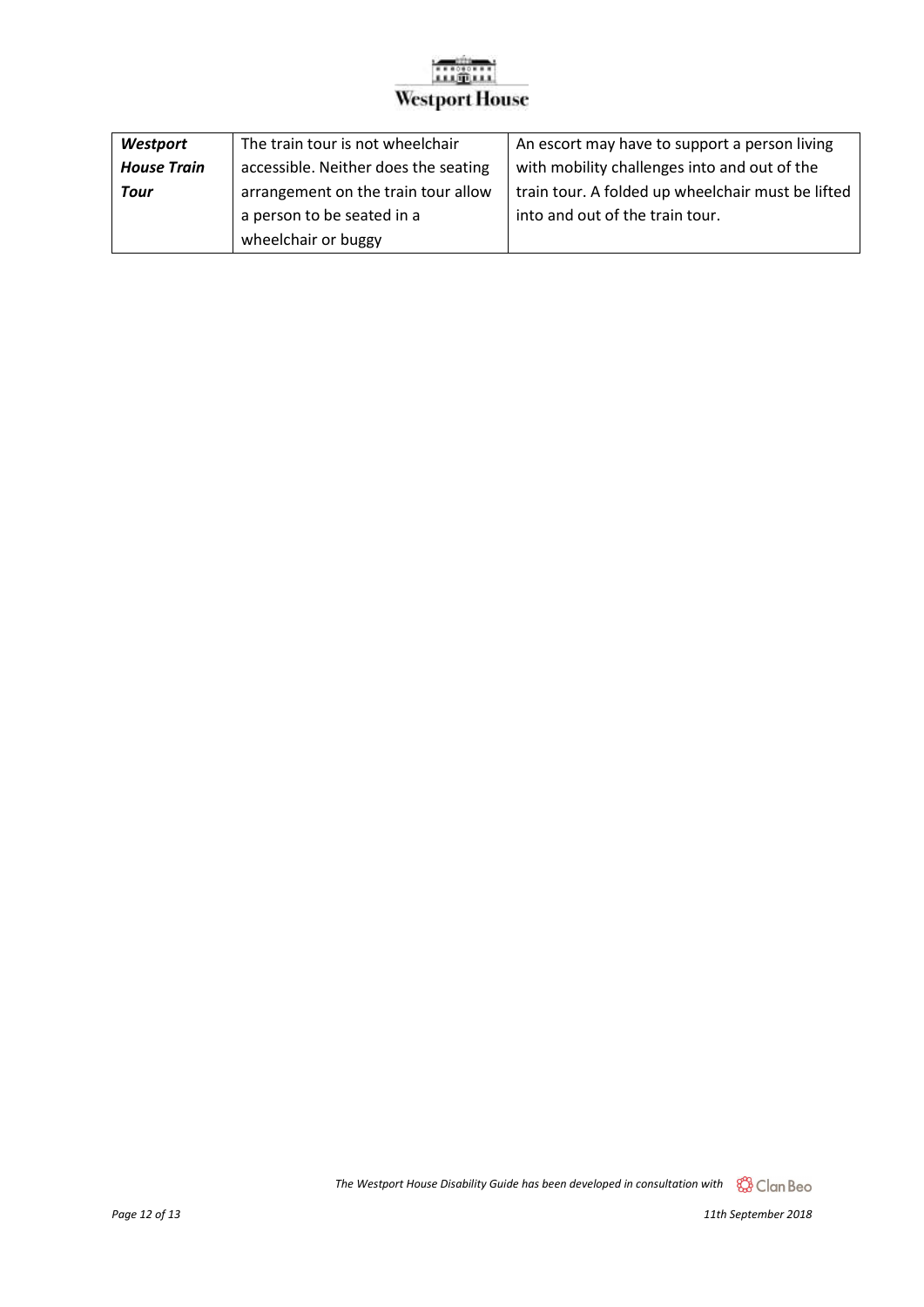| ***Westport House Train Tour*** | The train tour is not wheelchair accessible. Neither does the seating arrangement on the train tour allow a person to be seated in a wheelchair or buggy | An escort may have to support a person living with mobility challenges into and out of the train tour. A folded up wheelchair must be lifted into and out of the train tour. |
|---|---|---|

*The Westport House Disability Guide has been developed in consultation with* Clan Beo

*11th September 2018*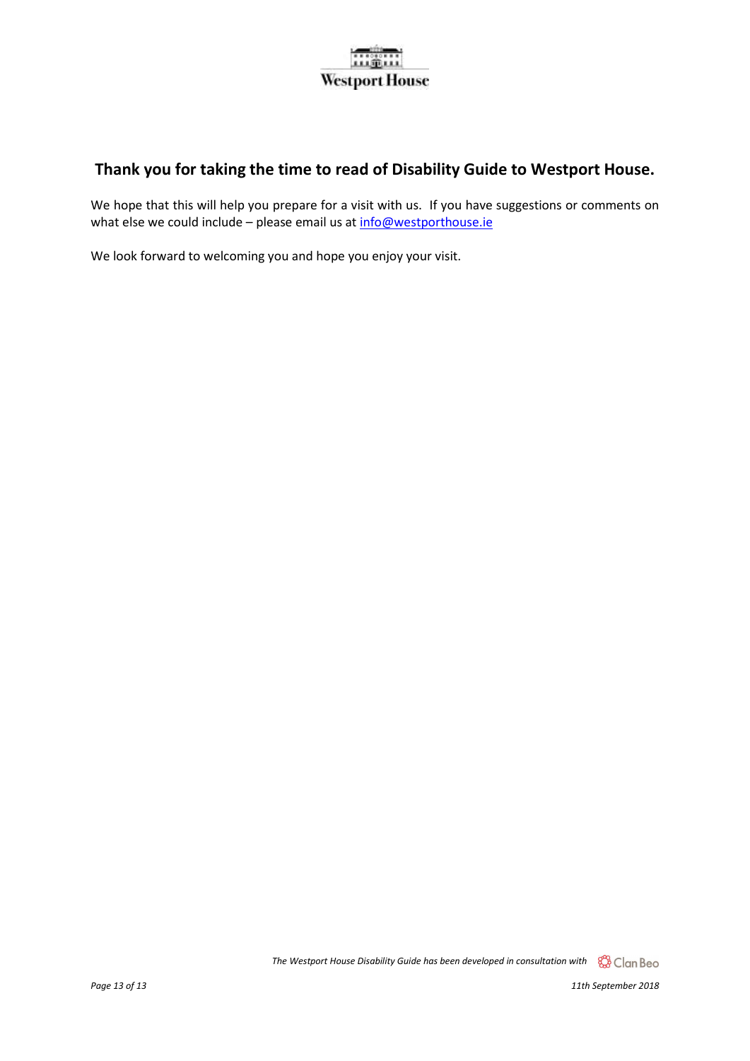## Thank you for taking the time to read of Disability Guide to Westport House.

We hope that this will help you prepare for a visit with us. If you have suggestions or comments on what else we could include – please email us at info@westporthouse.ie

We look forward to welcoming you and hope you enjoy your visit.